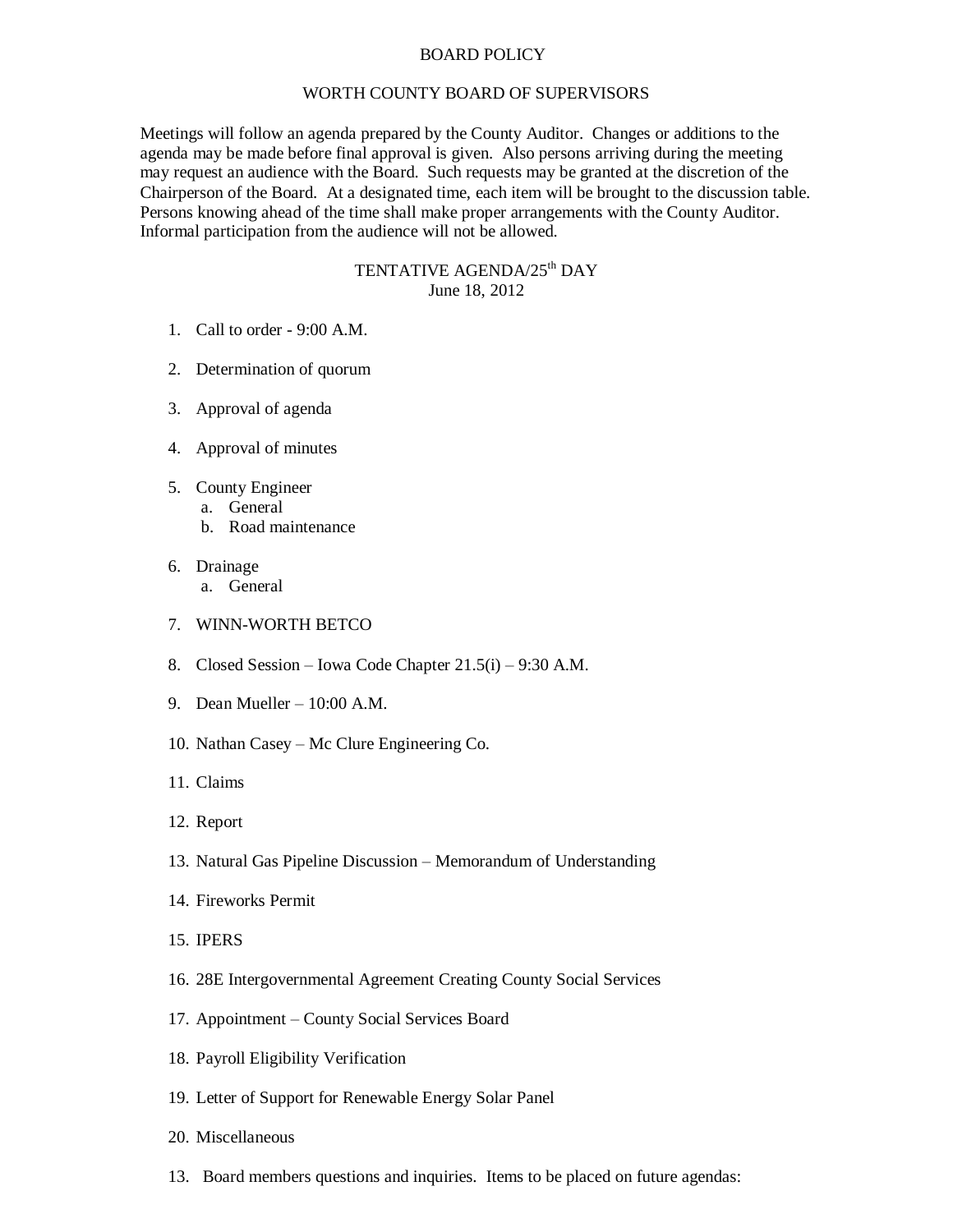BOARD POLICY

WORTH COUNTY BOARD OF SUPERVISORS

Meetings will follow an agenda prepared by the County Auditor. Changes or additions to the agenda may be made before final approval is given. Also persons arriving during the meeting may request an audience with the Board. Such requests may be granted at the discretion of the Chairperson of the Board. At a designated time, each item will be brought to the discussion table. Persons knowing ahead of the time shall make proper arrangements with the County Auditor. Informal participation from the audience will not be allowed.

TENTATIVE AGENDA/25th DAY
June 18, 2012

1. Call to order - 9:00 A.M.
2. Determination of quorum
3. Approval of agenda
4. Approval of minutes
5. County Engineer
   a. General
   b. Road maintenance
6. Drainage
   a. General
7. WINN-WORTH BETCO
8. Closed Session – Iowa Code Chapter 21.5(i) – 9:30 A.M.
9. Dean Mueller – 10:00 A.M.
10. Nathan Casey – Mc Clure Engineering Co.
11. Claims
12. Report
13. Natural Gas Pipeline Discussion – Memorandum of Understanding
14. Fireworks Permit
15. IPERS
16. 28E Intergovernmental Agreement Creating County Social Services
17. Appointment – County Social Services Board
18. Payroll Eligibility Verification
19. Letter of Support for Renewable Energy Solar Panel
20. Miscellaneous

13. Board members questions and inquiries. Items to be placed on future agendas: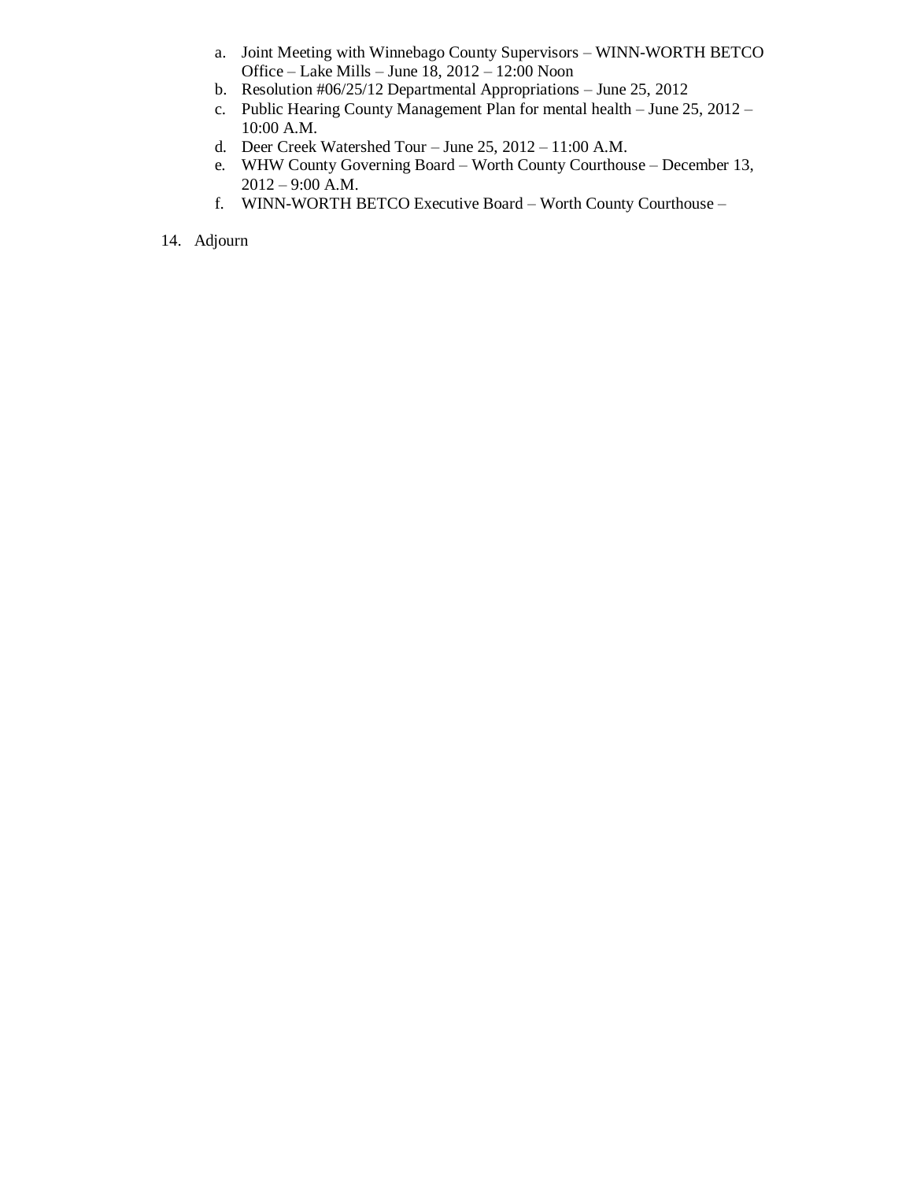a. Joint Meeting with Winnebago County Supervisors – WINN-WORTH BETCO Office – Lake Mills – June 18, 2012 – 12:00 Noon
b. Resolution #06/25/12 Departmental Appropriations – June 25, 2012
c. Public Hearing County Management Plan for mental health – June 25, 2012 – 10:00 A.M.
d. Deer Creek Watershed Tour – June 25, 2012 – 11:00 A.M.
e. WHW County Governing Board – Worth County Courthouse – December 13, 2012 – 9:00 A.M.
f. WINN-WORTH BETCO Executive Board – Worth County Courthouse –

14. Adjourn